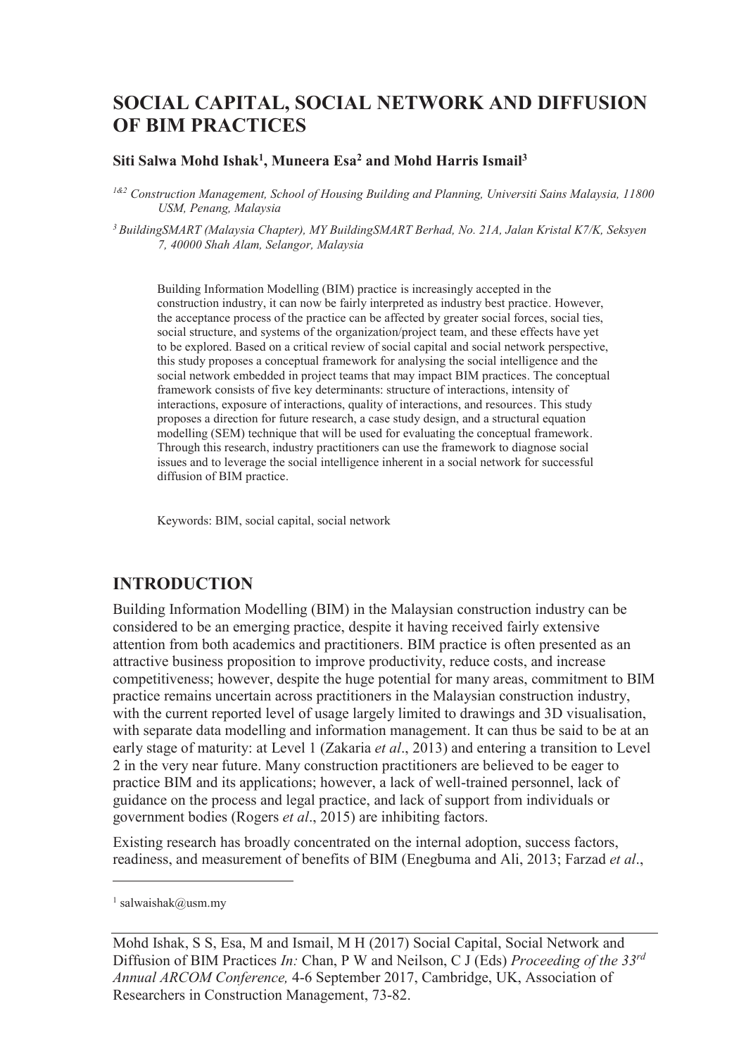# SOCIAL CAPITAL, SOCIAL NETWORK AND DIFFUSION OF BIM PRACTICES

**Siti Salwa Mohd Ishak[1], Muneera Esa[2] and Mohd Harris Ismail[3]**

*[1&2] Construction Management, School of Housing Building and Planning, Universiti Sains Malaysia, 11800 USM, Penang, Malaysia*

*[3] BuildingSMART (Malaysia Chapter), MY BuildingSMART Berhad, No. 21A, Jalan Kristal K7/K, Seksyen 7, 40000 Shah Alam, Selangor, Malaysia*

Building Information Modelling (BIM) practice is increasingly accepted in the construction industry, it can now be fairly interpreted as industry best practice. However, the acceptance process of the practice can be affected by greater social forces, social ties, social structure, and systems of the organization/project team, and these effects have yet to be explored. Based on a critical review of social capital and social network perspective, this study proposes a conceptual framework for analysing the social intelligence and the social network embedded in project teams that may impact BIM practices. The conceptual framework consists of five key determinants: structure of interactions, intensity of interactions, exposure of interactions, quality of interactions, and resources. This study proposes a direction for future research, a case study design, and a structural equation modelling (SEM) technique that will be used for evaluating the conceptual framework. Through this research, industry practitioners can use the framework to diagnose social issues and to leverage the social intelligence inherent in a social network for successful diffusion of BIM practice.

Keywords: BIM, social capital, social network

## INTRODUCTION

Building Information Modelling (BIM) in the Malaysian construction industry can be considered to be an emerging practice, despite it having received fairly extensive attention from both academics and practitioners. BIM practice is often presented as an attractive business proposition to improve productivity, reduce costs, and increase competitiveness; however, despite the huge potential for many areas, commitment to BIM practice remains uncertain across practitioners in the Malaysian construction industry, with the current reported level of usage largely limited to drawings and 3D visualisation, with separate data modelling and information management. It can thus be said to be at an early stage of maturity: at Level 1 (Zakaria *et al*., 2013) and entering a transition to Level 2 in the very near future. Many construction practitioners are believed to be eager to practice BIM and its applications; however, a lack of well-trained personnel, lack of guidance on the process and legal practice, and lack of support from individuals or government bodies (Rogers *et al*., 2015) are inhibiting factors.

Existing research has broadly concentrated on the internal adoption, success factors, readiness, and measurement of benefits of BIM (Enegbuma and Ali, 2013; Farzad *et al*.,

[1] salwaishak@usm.my

Mohd Ishak, S S, Esa, M and Ismail, M H (2017) Social Capital, Social Network and Diffusion of BIM Practices *In:* Chan, P W and Neilson, C J (Eds) *Proceeding of the 33rd Annual ARCOM Conference,* 4-6 September 2017, Cambridge, UK, Association of Researchers in Construction Management, 73-82.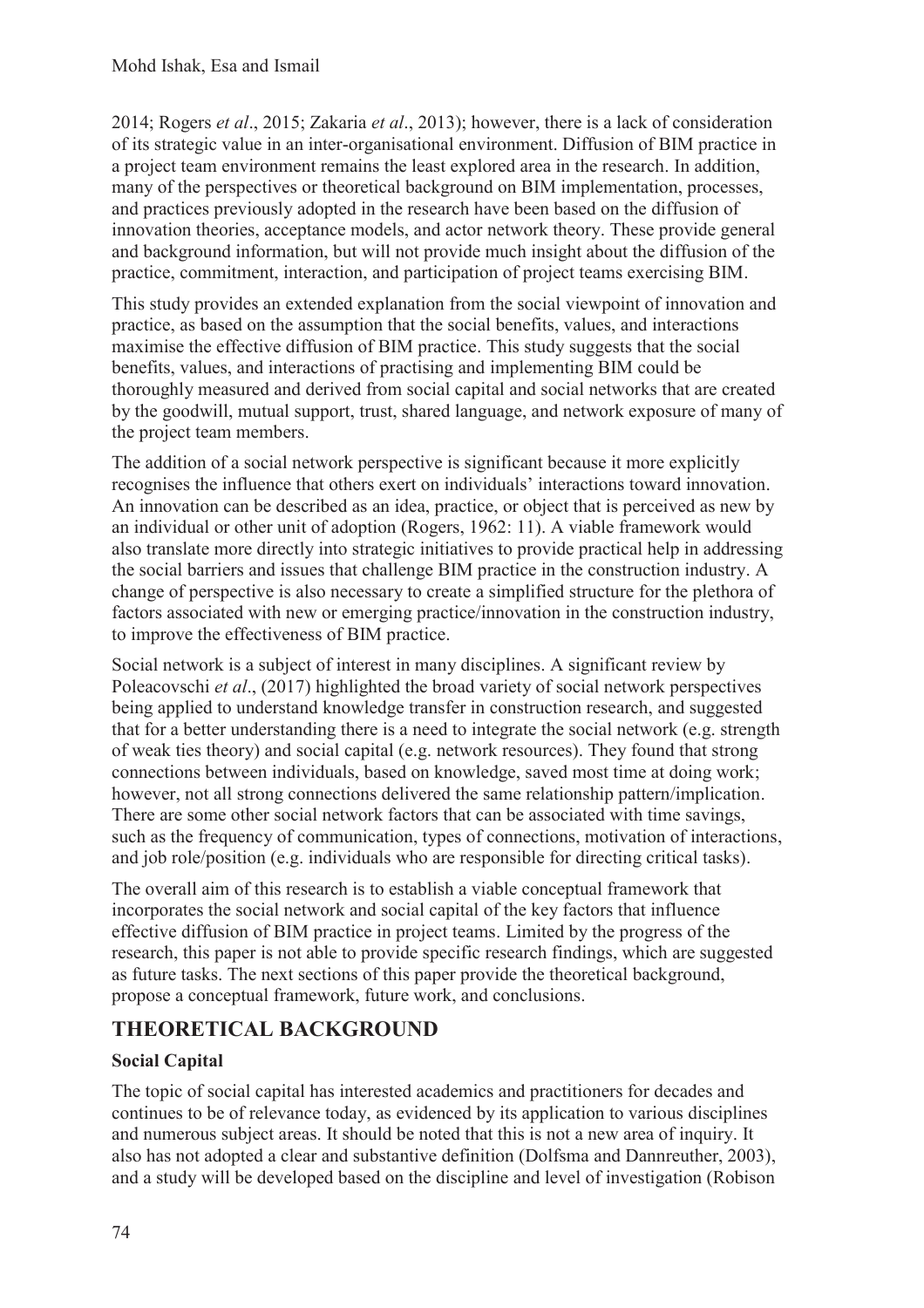2014; Rogers *et al*., 2015; Zakaria *et al*., 2013); however, there is a lack of consideration of its strategic value in an inter-organisational environment. Diffusion of BIM practice in a project team environment remains the least explored area in the research. In addition, many of the perspectives or theoretical background on BIM implementation, processes, and practices previously adopted in the research have been based on the diffusion of innovation theories, acceptance models, and actor network theory. These provide general and background information, but will not provide much insight about the diffusion of the practice, commitment, interaction, and participation of project teams exercising BIM.

This study provides an extended explanation from the social viewpoint of innovation and practice, as based on the assumption that the social benefits, values, and interactions maximise the effective diffusion of BIM practice. This study suggests that the social benefits, values, and interactions of practising and implementing BIM could be thoroughly measured and derived from social capital and social networks that are created by the goodwill, mutual support, trust, shared language, and network exposure of many of the project team members.

The addition of a social network perspective is significant because it more explicitly recognises the influence that others exert on individuals' interactions toward innovation. An innovation can be described as an idea, practice, or object that is perceived as new by an individual or other unit of adoption (Rogers, 1962: 11). A viable framework would also translate more directly into strategic initiatives to provide practical help in addressing the social barriers and issues that challenge BIM practice in the construction industry. A change of perspective is also necessary to create a simplified structure for the plethora of factors associated with new or emerging practice/innovation in the construction industry, to improve the effectiveness of BIM practice.

Social network is a subject of interest in many disciplines. A significant review by Poleacovschi *et al*., (2017) highlighted the broad variety of social network perspectives being applied to understand knowledge transfer in construction research, and suggested that for a better understanding there is a need to integrate the social network (e.g. strength of weak ties theory) and social capital (e.g. network resources). They found that strong connections between individuals, based on knowledge, saved most time at doing work; however, not all strong connections delivered the same relationship pattern/implication. There are some other social network factors that can be associated with time savings, such as the frequency of communication, types of connections, motivation of interactions, and job role/position (e.g. individuals who are responsible for directing critical tasks).

The overall aim of this research is to establish a viable conceptual framework that incorporates the social network and social capital of the key factors that influence effective diffusion of BIM practice in project teams. Limited by the progress of the research, this paper is not able to provide specific research findings, which are suggested as future tasks. The next sections of this paper provide the theoretical background, propose a conceptual framework, future work, and conclusions.

## THEORETICAL BACKGROUND

### Social Capital

The topic of social capital has interested academics and practitioners for decades and continues to be of relevance today, as evidenced by its application to various disciplines and numerous subject areas. It should be noted that this is not a new area of inquiry. It also has not adopted a clear and substantive definition (Dolfsma and Dannreuther, 2003), and a study will be developed based on the discipline and level of investigation (Robison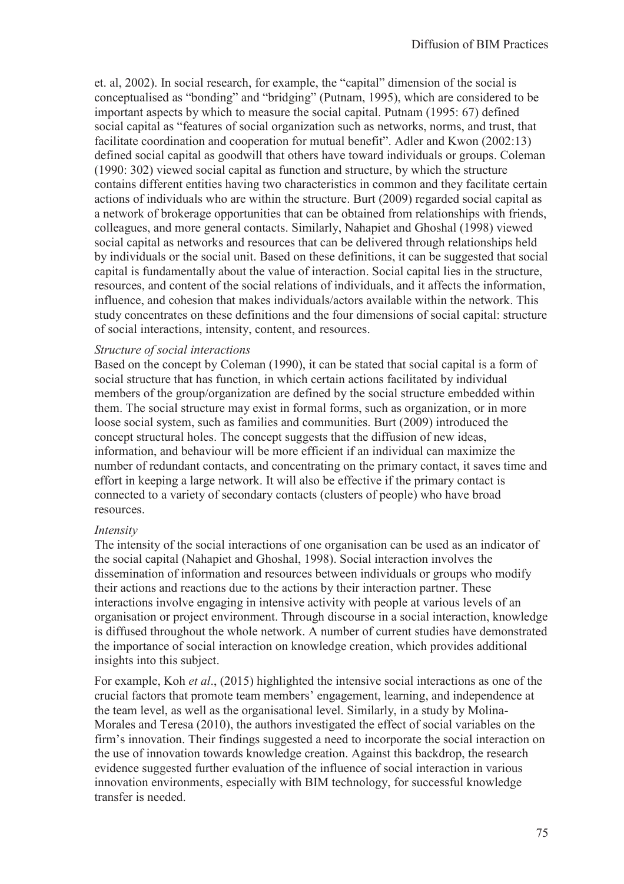et. al, 2002). In social research, for example, the "capital" dimension of the social is conceptualised as "bonding" and "bridging" (Putnam, 1995), which are considered to be important aspects by which to measure the social capital. Putnam (1995: 67) defined social capital as "features of social organization such as networks, norms, and trust, that facilitate coordination and cooperation for mutual benefit". Adler and Kwon (2002:13) defined social capital as goodwill that others have toward individuals or groups. Coleman (1990: 302) viewed social capital as function and structure, by which the structure contains different entities having two characteristics in common and they facilitate certain actions of individuals who are within the structure. Burt (2009) regarded social capital as a network of brokerage opportunities that can be obtained from relationships with friends, colleagues, and more general contacts. Similarly, Nahapiet and Ghoshal (1998) viewed social capital as networks and resources that can be delivered through relationships held by individuals or the social unit. Based on these definitions, it can be suggested that social capital is fundamentally about the value of interaction. Social capital lies in the structure, resources, and content of the social relations of individuals, and it affects the information, influence, and cohesion that makes individuals/actors available within the network. This study concentrates on these definitions and the four dimensions of social capital: structure of social interactions, intensity, content, and resources.

*Structure of social interactions*

Based on the concept by Coleman (1990), it can be stated that social capital is a form of social structure that has function, in which certain actions facilitated by individual members of the group/organization are defined by the social structure embedded within them. The social structure may exist in formal forms, such as organization, or in more loose social system, such as families and communities. Burt (2009) introduced the concept structural holes. The concept suggests that the diffusion of new ideas, information, and behaviour will be more efficient if an individual can maximize the number of redundant contacts, and concentrating on the primary contact, it saves time and effort in keeping a large network. It will also be effective if the primary contact is connected to a variety of secondary contacts (clusters of people) who have broad resources.

*Intensity*

The intensity of the social interactions of one organisation can be used as an indicator of the social capital (Nahapiet and Ghoshal, 1998). Social interaction involves the dissemination of information and resources between individuals or groups who modify their actions and reactions due to the actions by their interaction partner. These interactions involve engaging in intensive activity with people at various levels of an organisation or project environment. Through discourse in a social interaction, knowledge is diffused throughout the whole network. A number of current studies have demonstrated the importance of social interaction on knowledge creation, which provides additional insights into this subject.

For example, Koh *et al*., (2015) highlighted the intensive social interactions as one of the crucial factors that promote team members' engagement, learning, and independence at the team level, as well as the organisational level. Similarly, in a study by Molina-Morales and Teresa (2010), the authors investigated the effect of social variables on the firm's innovation. Their findings suggested a need to incorporate the social interaction on the use of innovation towards knowledge creation. Against this backdrop, the research evidence suggested further evaluation of the influence of social interaction in various innovation environments, especially with BIM technology, for successful knowledge transfer is needed.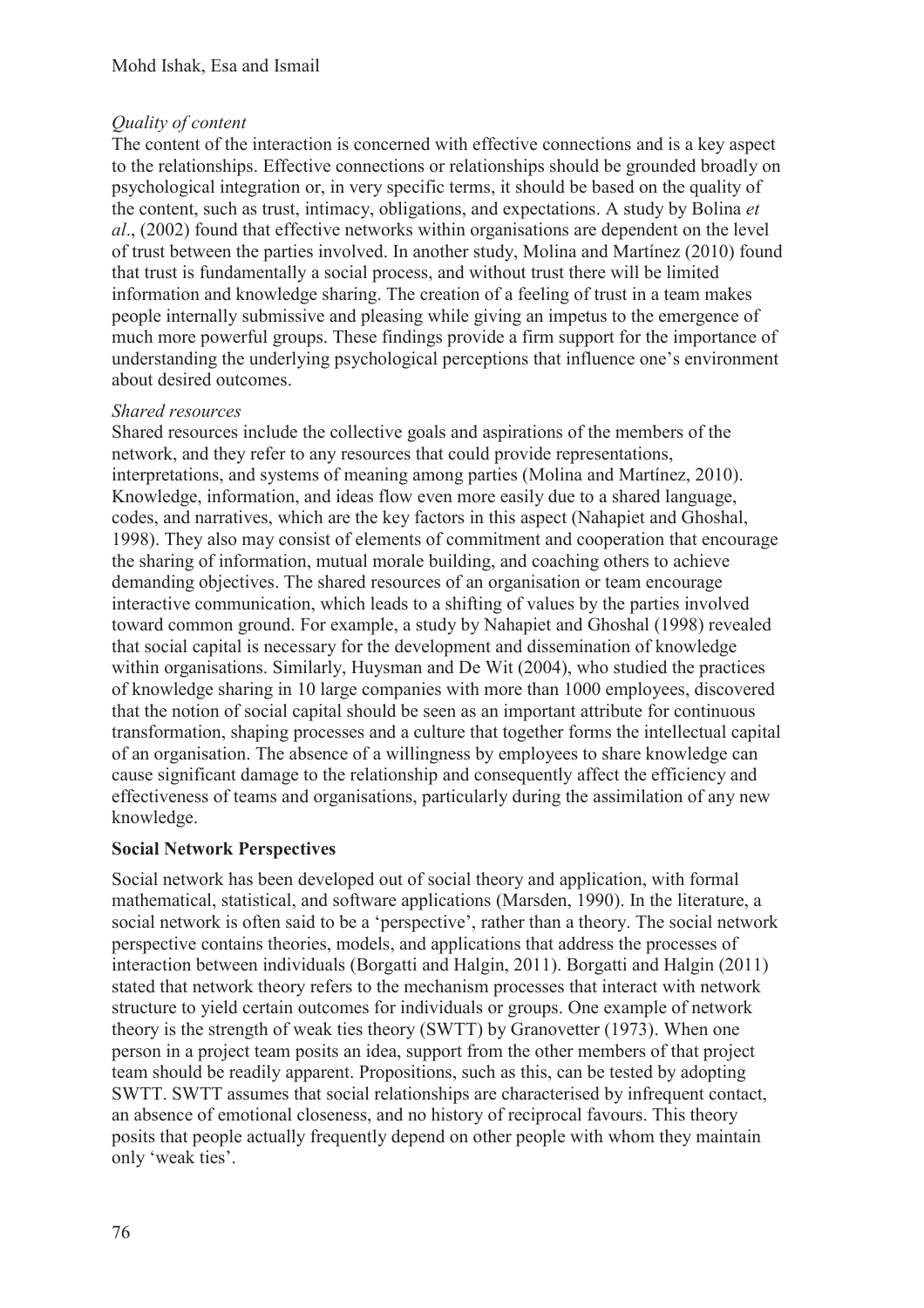*Quality of content*

The content of the interaction is concerned with effective connections and is a key aspect to the relationships. Effective connections or relationships should be grounded broadly on psychological integration or, in very specific terms, it should be based on the quality of the content, such as trust, intimacy, obligations, and expectations. A study by Bolina *et al*., (2002) found that effective networks within organisations are dependent on the level of trust between the parties involved. In another study, Molina and Martínez (2010) found that trust is fundamentally a social process, and without trust there will be limited information and knowledge sharing. The creation of a feeling of trust in a team makes people internally submissive and pleasing while giving an impetus to the emergence of much more powerful groups. These findings provide a firm support for the importance of understanding the underlying psychological perceptions that influence one's environment about desired outcomes.

*Shared resources*

Shared resources include the collective goals and aspirations of the members of the network, and they refer to any resources that could provide representations, interpretations, and systems of meaning among parties (Molina and Martínez, 2010). Knowledge, information, and ideas flow even more easily due to a shared language, codes, and narratives, which are the key factors in this aspect (Nahapiet and Ghoshal, 1998). They also may consist of elements of commitment and cooperation that encourage the sharing of information, mutual morale building, and coaching others to achieve demanding objectives. The shared resources of an organisation or team encourage interactive communication, which leads to a shifting of values by the parties involved toward common ground. For example, a study by Nahapiet and Ghoshal (1998) revealed that social capital is necessary for the development and dissemination of knowledge within organisations. Similarly, Huysman and De Wit (2004), who studied the practices of knowledge sharing in 10 large companies with more than 1000 employees, discovered that the notion of social capital should be seen as an important attribute for continuous transformation, shaping processes and a culture that together forms the intellectual capital of an organisation. The absence of a willingness by employees to share knowledge can cause significant damage to the relationship and consequently affect the efficiency and effectiveness of teams and organisations, particularly during the assimilation of any new knowledge.

**Social Network Perspectives**

Social network has been developed out of social theory and application, with formal mathematical, statistical, and software applications (Marsden, 1990). In the literature, a social network is often said to be a 'perspective', rather than a theory. The social network perspective contains theories, models, and applications that address the processes of interaction between individuals (Borgatti and Halgin, 2011). Borgatti and Halgin (2011) stated that network theory refers to the mechanism processes that interact with network structure to yield certain outcomes for individuals or groups. One example of network theory is the strength of weak ties theory (SWTT) by Granovetter (1973). When one person in a project team posits an idea, support from the other members of that project team should be readily apparent. Propositions, such as this, can be tested by adopting SWTT. SWTT assumes that social relationships are characterised by infrequent contact, an absence of emotional closeness, and no history of reciprocal favours. This theory posits that people actually frequently depend on other people with whom they maintain only 'weak ties'.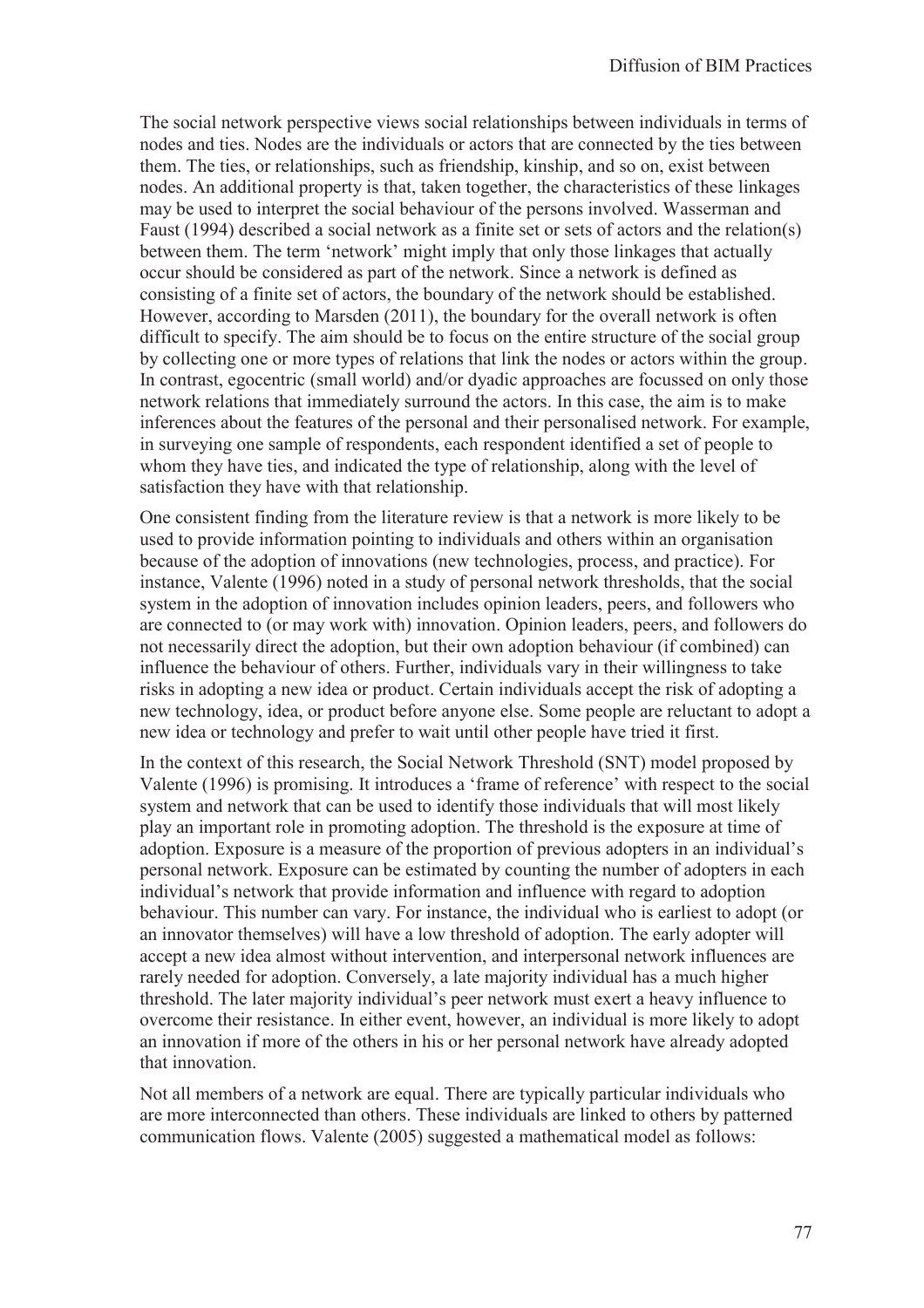The social network perspective views social relationships between individuals in terms of nodes and ties. Nodes are the individuals or actors that are connected by the ties between them. The ties, or relationships, such as friendship, kinship, and so on, exist between nodes. An additional property is that, taken together, the characteristics of these linkages may be used to interpret the social behaviour of the persons involved. Wasserman and Faust (1994) described a social network as a finite set or sets of actors and the relation(s) between them. The term 'network' might imply that only those linkages that actually occur should be considered as part of the network. Since a network is defined as consisting of a finite set of actors, the boundary of the network should be established. However, according to Marsden (2011), the boundary for the overall network is often difficult to specify. The aim should be to focus on the entire structure of the social group by collecting one or more types of relations that link the nodes or actors within the group. In contrast, egocentric (small world) and/or dyadic approaches are focussed on only those network relations that immediately surround the actors. In this case, the aim is to make inferences about the features of the personal and their personalised network. For example, in surveying one sample of respondents, each respondent identified a set of people to whom they have ties, and indicated the type of relationship, along with the level of satisfaction they have with that relationship.

One consistent finding from the literature review is that a network is more likely to be used to provide information pointing to individuals and others within an organisation because of the adoption of innovations (new technologies, process, and practice). For instance, Valente (1996) noted in a study of personal network thresholds, that the social system in the adoption of innovation includes opinion leaders, peers, and followers who are connected to (or may work with) innovation. Opinion leaders, peers, and followers do not necessarily direct the adoption, but their own adoption behaviour (if combined) can influence the behaviour of others. Further, individuals vary in their willingness to take risks in adopting a new idea or product. Certain individuals accept the risk of adopting a new technology, idea, or product before anyone else. Some people are reluctant to adopt a new idea or technology and prefer to wait until other people have tried it first.

In the context of this research, the Social Network Threshold (SNT) model proposed by Valente (1996) is promising. It introduces a 'frame of reference' with respect to the social system and network that can be used to identify those individuals that will most likely play an important role in promoting adoption. The threshold is the exposure at time of adoption. Exposure is a measure of the proportion of previous adopters in an individual's personal network. Exposure can be estimated by counting the number of adopters in each individual's network that provide information and influence with regard to adoption behaviour. This number can vary. For instance, the individual who is earliest to adopt (or an innovator themselves) will have a low threshold of adoption. The early adopter will accept a new idea almost without intervention, and interpersonal network influences are rarely needed for adoption. Conversely, a late majority individual has a much higher threshold. The later majority individual's peer network must exert a heavy influence to overcome their resistance. In either event, however, an individual is more likely to adopt an innovation if more of the others in his or her personal network have already adopted that innovation.

Not all members of a network are equal. There are typically particular individuals who are more interconnected than others. These individuals are linked to others by patterned communication flows. Valente (2005) suggested a mathematical model as follows: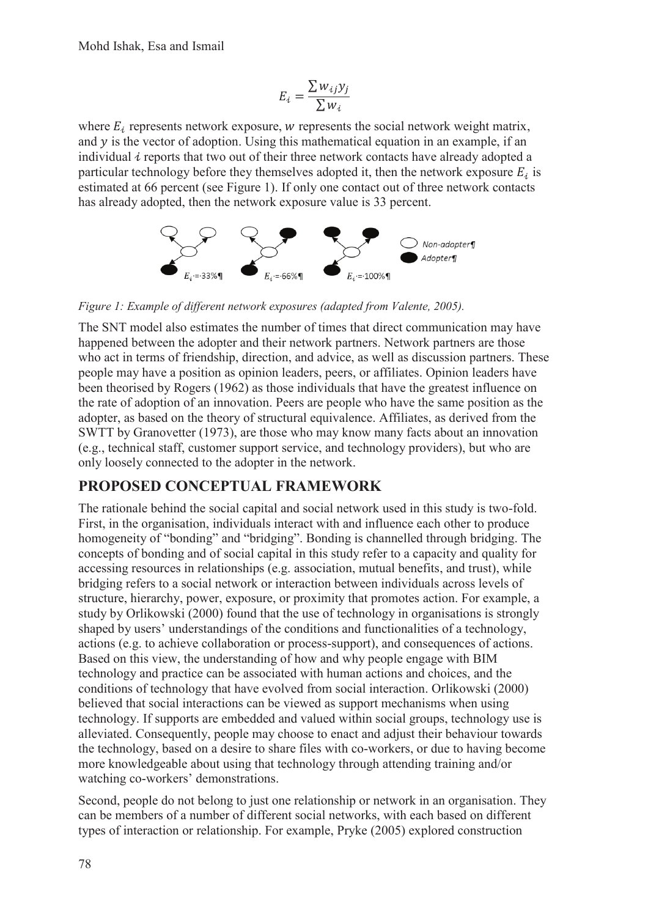$$E_i = \frac{\sum w_{ij} y_j}{\sum w_i}$$

where $E_i$ represents network exposure, $w$ represents the social network weight matrix, and $y$ is the vector of adoption. Using this mathematical equation in an example, if an individual $i$ reports that two out of their three network contacts have already adopted a particular technology before they themselves adopted it, then the network exposure $E_i$ is estimated at 66 percent (see Figure 1). If only one contact out of three network contacts has already adopted, then the network exposure value is 33 percent.

*Figure 1: Example of different network exposures (adapted from Valente, 2005).*

The SNT model also estimates the number of times that direct communication may have happened between the adopter and their network partners. Network partners are those who act in terms of friendship, direction, and advice, as well as discussion partners. These people may have a position as opinion leaders, peers, or affiliates. Opinion leaders have been theorised by Rogers (1962) as those individuals that have the greatest influence on the rate of adoption of an innovation. Peers are people who have the same position as the adopter, as based on the theory of structural equivalence. Affiliates, as derived from the SWTT by Granovetter (1973), are those who may know many facts about an innovation (e.g., technical staff, customer support service, and technology providers), but who are only loosely connected to the adopter in the network.

## PROPOSED CONCEPTUAL FRAMEWORK

The rationale behind the social capital and social network used in this study is two-fold. First, in the organisation, individuals interact with and influence each other to produce homogeneity of "bonding" and "bridging". Bonding is channelled through bridging. The concepts of bonding and of social capital in this study refer to a capacity and quality for accessing resources in relationships (e.g. association, mutual benefits, and trust), while bridging refers to a social network or interaction between individuals across levels of structure, hierarchy, power, exposure, or proximity that promotes action. For example, a study by Orlikowski (2000) found that the use of technology in organisations is strongly shaped by users' understandings of the conditions and functionalities of a technology, actions (e.g. to achieve collaboration or process-support), and consequences of actions. Based on this view, the understanding of how and why people engage with BIM technology and practice can be associated with human actions and choices, and the conditions of technology that have evolved from social interaction. Orlikowski (2000) believed that social interactions can be viewed as support mechanisms when using technology. If supports are embedded and valued within social groups, technology use is alleviated. Consequently, people may choose to enact and adjust their behaviour towards the technology, based on a desire to share files with co-workers, or due to having become more knowledgeable about using that technology through attending training and/or watching co-workers' demonstrations.

Second, people do not belong to just one relationship or network in an organisation. They can be members of a number of different social networks, with each based on different types of interaction or relationship. For example, Pryke (2005) explored construction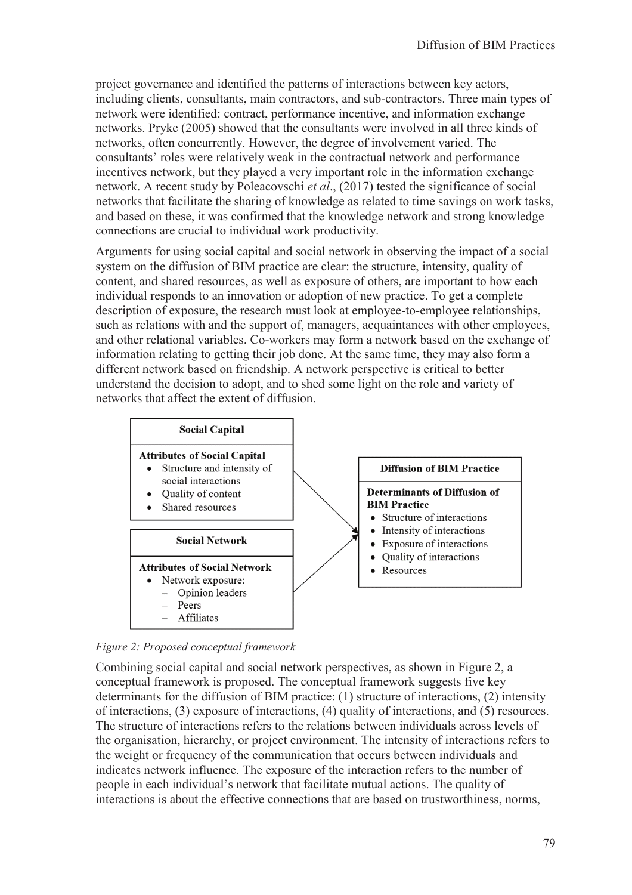project governance and identified the patterns of interactions between key actors, including clients, consultants, main contractors, and sub-contractors. Three main types of network were identified: contract, performance incentive, and information exchange networks. Pryke (2005) showed that the consultants were involved in all three kinds of networks, often concurrently. However, the degree of involvement varied. The consultants' roles were relatively weak in the contractual network and performance incentives network, but they played a very important role in the information exchange network. A recent study by Poleacovschi *et al*., (2017) tested the significance of social networks that facilitate the sharing of knowledge as related to time savings on work tasks, and based on these, it was confirmed that the knowledge network and strong knowledge connections are crucial to individual work productivity.

Arguments for using social capital and social network in observing the impact of a social system on the diffusion of BIM practice are clear: the structure, intensity, quality of content, and shared resources, as well as exposure of others, are important to how each individual responds to an innovation or adoption of new practice. To get a complete description of exposure, the research must look at employee-to-employee relationships, such as relations with and the support of, managers, acquaintances with other employees, and other relational variables. Co-workers may form a network based on the exchange of information relating to getting their job done. At the same time, they may also form a different network based on friendship. A network perspective is critical to better understand the decision to adopt, and to shed some light on the role and variety of networks that affect the extent of diffusion.

**Social Capital**

**Attributes of Social Capital**
- Structure and intensity of social interactions
- Quality of content
- Shared resources

**Social Network**

**Attributes of Social Network**
- Network exposure:
  - Opinion leaders
  - Peers
  - Affiliates

**Diffusion of BIM Practice**

**Determinants of Diffusion of BIM Practice**
- Structure of interactions
- Intensity of interactions
- Exposure of interactions
- Quality of interactions
- Resources

*Figure 2: Proposed conceptual framework*

Combining social capital and social network perspectives, as shown in Figure 2, a conceptual framework is proposed. The conceptual framework suggests five key determinants for the diffusion of BIM practice: (1) structure of interactions, (2) intensity of interactions, (3) exposure of interactions, (4) quality of interactions, and (5) resources. The structure of interactions refers to the relations between individuals across levels of the organisation, hierarchy, or project environment. The intensity of interactions refers to the weight or frequency of the communication that occurs between individuals and indicates network influence. The exposure of the interaction refers to the number of people in each individual's network that facilitate mutual actions. The quality of interactions is about the effective connections that are based on trustworthiness, norms,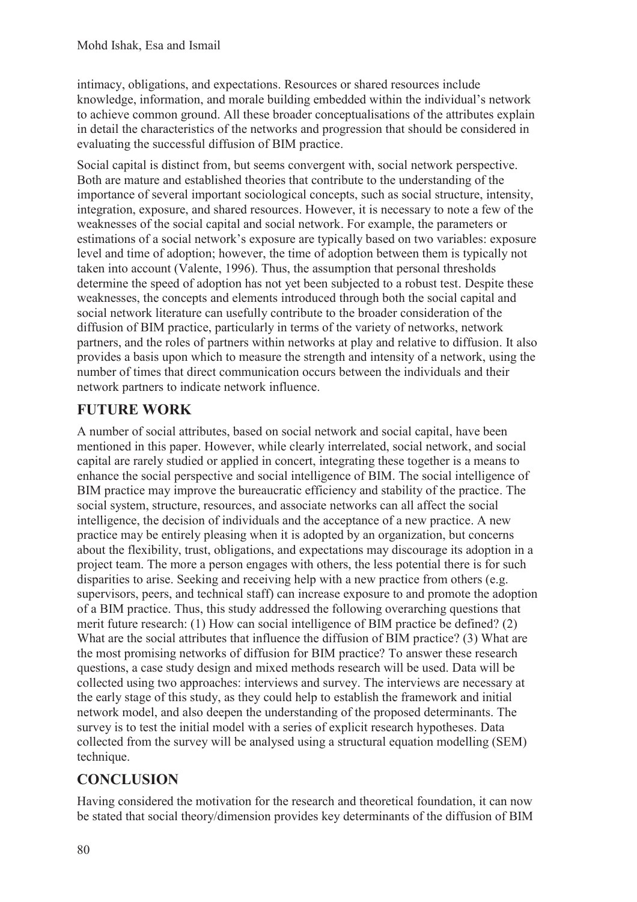intimacy, obligations, and expectations. Resources or shared resources include knowledge, information, and morale building embedded within the individual's network to achieve common ground. All these broader conceptualisations of the attributes explain in detail the characteristics of the networks and progression that should be considered in evaluating the successful diffusion of BIM practice.

Social capital is distinct from, but seems convergent with, social network perspective. Both are mature and established theories that contribute to the understanding of the importance of several important sociological concepts, such as social structure, intensity, integration, exposure, and shared resources. However, it is necessary to note a few of the weaknesses of the social capital and social network. For example, the parameters or estimations of a social network's exposure are typically based on two variables: exposure level and time of adoption; however, the time of adoption between them is typically not taken into account (Valente, 1996). Thus, the assumption that personal thresholds determine the speed of adoption has not yet been subjected to a robust test. Despite these weaknesses, the concepts and elements introduced through both the social capital and social network literature can usefully contribute to the broader consideration of the diffusion of BIM practice, particularly in terms of the variety of networks, network partners, and the roles of partners within networks at play and relative to diffusion. It also provides a basis upon which to measure the strength and intensity of a network, using the number of times that direct communication occurs between the individuals and their network partners to indicate network influence.

## FUTURE WORK

A number of social attributes, based on social network and social capital, have been mentioned in this paper. However, while clearly interrelated, social network, and social capital are rarely studied or applied in concert, integrating these together is a means to enhance the social perspective and social intelligence of BIM. The social intelligence of BIM practice may improve the bureaucratic efficiency and stability of the practice. The social system, structure, resources, and associate networks can all affect the social intelligence, the decision of individuals and the acceptance of a new practice. A new practice may be entirely pleasing when it is adopted by an organization, but concerns about the flexibility, trust, obligations, and expectations may discourage its adoption in a project team. The more a person engages with others, the less potential there is for such disparities to arise. Seeking and receiving help with a new practice from others (e.g. supervisors, peers, and technical staff) can increase exposure to and promote the adoption of a BIM practice. Thus, this study addressed the following overarching questions that merit future research: (1) How can social intelligence of BIM practice be defined? (2) What are the social attributes that influence the diffusion of BIM practice? (3) What are the most promising networks of diffusion for BIM practice? To answer these research questions, a case study design and mixed methods research will be used. Data will be collected using two approaches: interviews and survey. The interviews are necessary at the early stage of this study, as they could help to establish the framework and initial network model, and also deepen the understanding of the proposed determinants. The survey is to test the initial model with a series of explicit research hypotheses. Data collected from the survey will be analysed using a structural equation modelling (SEM) technique.

## CONCLUSION

Having considered the motivation for the research and theoretical foundation, it can now be stated that social theory/dimension provides key determinants of the diffusion of BIM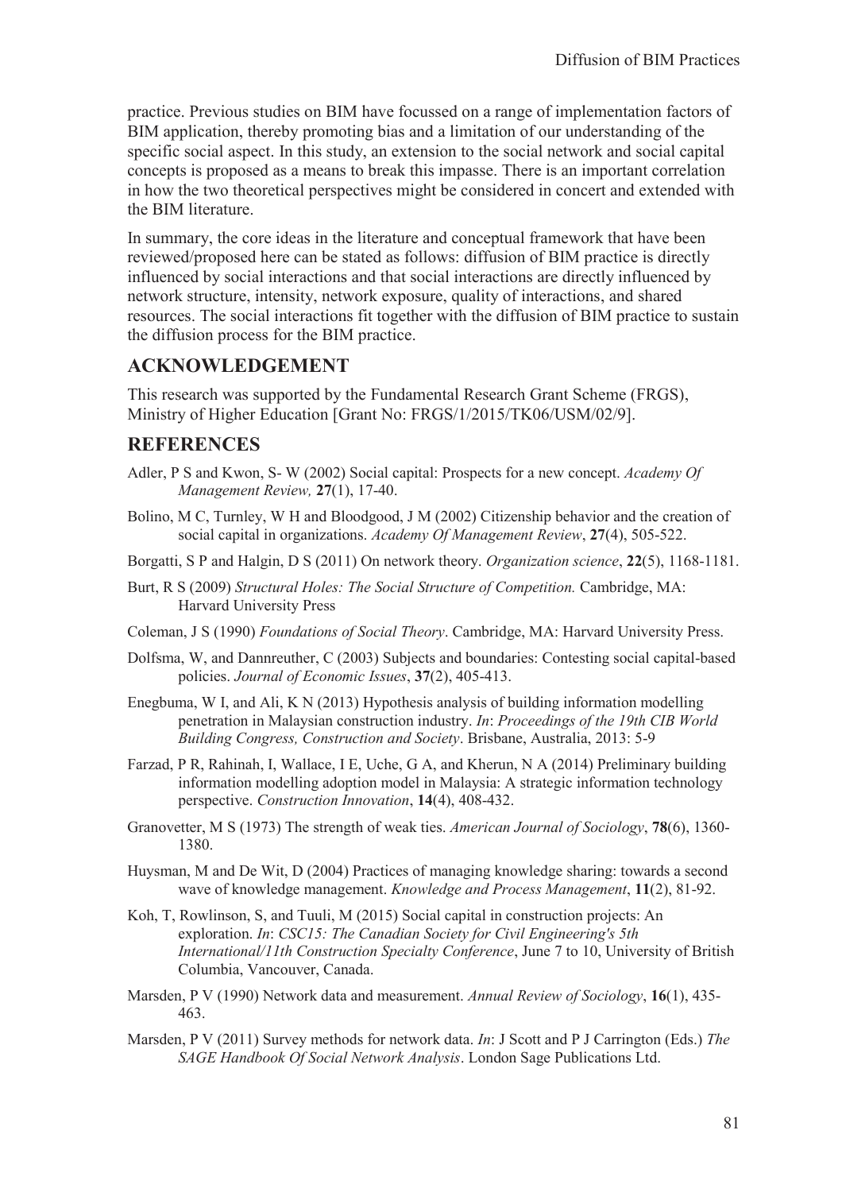practice. Previous studies on BIM have focussed on a range of implementation factors of BIM application, thereby promoting bias and a limitation of our understanding of the specific social aspect. In this study, an extension to the social network and social capital concepts is proposed as a means to break this impasse. There is an important correlation in how the two theoretical perspectives might be considered in concert and extended with the BIM literature.

In summary, the core ideas in the literature and conceptual framework that have been reviewed/proposed here can be stated as follows: diffusion of BIM practice is directly influenced by social interactions and that social interactions are directly influenced by network structure, intensity, network exposure, quality of interactions, and shared resources. The social interactions fit together with the diffusion of BIM practice to sustain the diffusion process for the BIM practice.

## ACKNOWLEDGEMENT

This research was supported by the Fundamental Research Grant Scheme (FRGS), Ministry of Higher Education [Grant No: FRGS/1/2015/TK06/USM/02/9].

## REFERENCES

Adler, P S and Kwon, S- W (2002) Social capital: Prospects for a new concept. *Academy Of Management Review,* **27**(1), 17-40.

Bolino, M C, Turnley, W H and Bloodgood, J M (2002) Citizenship behavior and the creation of social capital in organizations. *Academy Of Management Review*, **27**(4), 505-522.

Borgatti, S P and Halgin, D S (2011) On network theory. *Organization science*, **22**(5), 1168-1181.

Burt, R S (2009) *Structural Holes: The Social Structure of Competition.* Cambridge, MA: Harvard University Press

Coleman, J S (1990) *Foundations of Social Theory*. Cambridge, MA: Harvard University Press.

Dolfsma, W, and Dannreuther, C (2003) Subjects and boundaries: Contesting social capital-based policies. *Journal of Economic Issues*, **37**(2), 405-413.

Enegbuma, W I, and Ali, K N (2013) Hypothesis analysis of building information modelling penetration in Malaysian construction industry. *In*: *Proceedings of the 19th CIB World Building Congress, Construction and Society*. Brisbane, Australia, 2013: 5-9

Farzad, P R, Rahinah, I, Wallace, I E, Uche, G A, and Kherun, N A (2014) Preliminary building information modelling adoption model in Malaysia: A strategic information technology perspective. *Construction Innovation*, **14**(4), 408-432.

Granovetter, M S (1973) The strength of weak ties. *American Journal of Sociology*, **78**(6), 1360-1380.

Huysman, M and De Wit, D (2004) Practices of managing knowledge sharing: towards a second wave of knowledge management. *Knowledge and Process Management*, **11**(2), 81-92.

Koh, T, Rowlinson, S, and Tuuli, M (2015) Social capital in construction projects: An exploration. *In*: *CSC15: The Canadian Society for Civil Engineering's 5th International/11th Construction Specialty Conference*, June 7 to 10, University of British Columbia, Vancouver, Canada.

Marsden, P V (1990) Network data and measurement. *Annual Review of Sociology*, **16**(1), 435-463.

Marsden, P V (2011) Survey methods for network data. *In*: J Scott and P J Carrington (Eds.) *The SAGE Handbook Of Social Network Analysis*. London Sage Publications Ltd.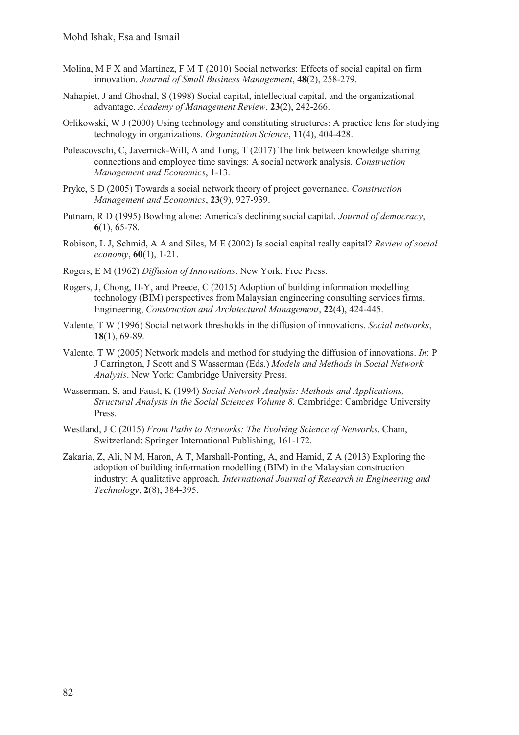Molina, M F X and Martínez, F M T (2010) Social networks: Effects of social capital on firm innovation. *Journal of Small Business Management*, **48**(2), 258-279.

Nahapiet, J and Ghoshal, S (1998) Social capital, intellectual capital, and the organizational advantage. *Academy of Management Review*, **23**(2), 242-266.

Orlikowski, W J (2000) Using technology and constituting structures: A practice lens for studying technology in organizations. *Organization Science*, **11**(4), 404-428.

Poleacovschi, C, Javernick-Will, A and Tong, T (2017) The link between knowledge sharing connections and employee time savings: A social network analysis. *Construction Management and Economics*, 1-13.

Pryke, S D (2005) Towards a social network theory of project governance. *Construction Management and Economics*, **23**(9), 927-939.

Putnam, R D (1995) Bowling alone: America's declining social capital. *Journal of democracy*, **6**(1), 65-78.

Robison, L J, Schmid, A A and Siles, M E (2002) Is social capital really capital? *Review of social economy*, **60**(1), 1-21.

Rogers, E M (1962) *Diffusion of Innovations*. New York: Free Press.

Rogers, J, Chong, H-Y, and Preece, C (2015) Adoption of building information modelling technology (BIM) perspectives from Malaysian engineering consulting services firms. Engineering, *Construction and Architectural Management*, **22**(4), 424-445.

Valente, T W (1996) Social network thresholds in the diffusion of innovations. *Social networks*, **18**(1), 69-89.

Valente, T W (2005) Network models and method for studying the diffusion of innovations. *In*: P J Carrington, J Scott and S Wasserman (Eds.) *Models and Methods in Social Network Analysis*. New York: Cambridge University Press.

Wasserman, S, and Faust, K (1994) *Social Network Analysis: Methods and Applications, Structural Analysis in the Social Sciences Volume 8*. Cambridge: Cambridge University Press.

Westland, J C (2015) *From Paths to Networks: The Evolving Science of Networks*. Cham, Switzerland: Springer International Publishing, 161-172.

Zakaria, Z, Ali, N M, Haron, A T, Marshall-Ponting, A, and Hamid, Z A (2013) Exploring the adoption of building information modelling (BIM) in the Malaysian construction industry: A qualitative approach. *International Journal of Research in Engineering and Technology*, **2**(8), 384-395.